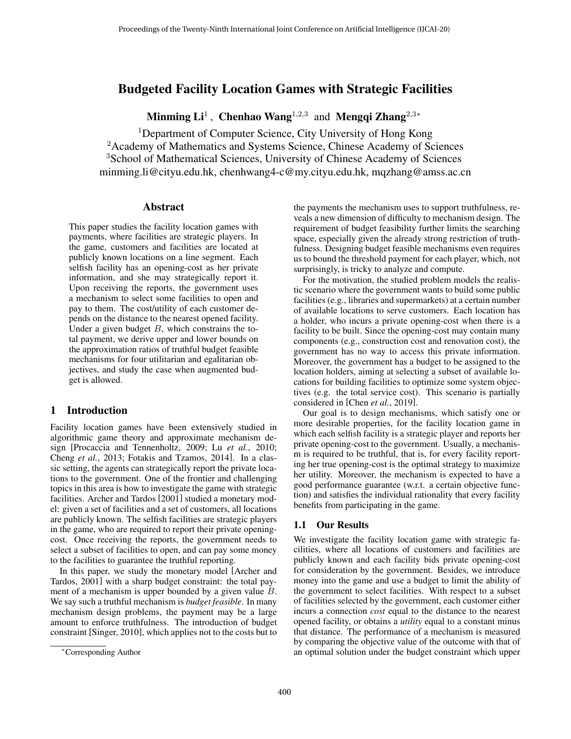# Budgeted Facility Location Games with Strategic Facilities

**Minming Li**[1], **Chenhao Wang**[1,2,3] and **Mengqi Zhang**[2,3*]

[1]Department of Computer Science, City University of Hong Kong
[2]Academy of Mathematics and Systems Science, Chinese Academy of Sciences
[3]School of Mathematical Sciences, University of Chinese Academy of Sciences
minming.li@cityu.edu.hk, chenhwang4-c@my.cityu.edu.hk, mqzhang@amss.ac.cn

## Abstract

This paper studies the facility location games with payments, where facilities are strategic players. In the game, customers and facilities are located at publicly known locations on a line segment. Each selfish facility has an opening-cost as her private information, and she may strategically report it. Upon receiving the reports, the government uses a mechanism to select some facilities to open and pay to them. The cost/utility of each customer depends on the distance to the nearest opened facility. Under a given budget $B$, which constrains the total payment, we derive upper and lower bounds on the approximation ratios of truthful budget feasible mechanisms for four utilitarian and egalitarian objectives, and study the case when augmented budget is allowed.

## 1 Introduction

Facility location games have been extensively studied in algorithmic game theory and approximate mechanism design [Procaccia and Tennenholtz, 2009; Lu *et al.*, 2010; Cheng *et al.*, 2013; Fotakis and Tzamos, 2014]. In a classic setting, the agents can strategically report the private locations to the government. One of the frontier and challenging topics in this area is how to investigate the game with strategic facilities. Archer and Tardos [2001] studied a monetary model: given a set of facilities and a set of customers, all locations are publicly known. The selfish facilities are strategic players in the game, who are required to report their private opening-cost. Once receiving the reports, the government needs to select a subset of facilities to open, and can pay some money to the facilities to guarantee the truthful reporting.

In this paper, we study the monetary model [Archer and Tardos, 2001] with a sharp budget constraint: the total payment of a mechanism is upper bounded by a given value $B$. We say such a truthful mechanism is *budget feasible*. In many mechanism design problems, the payment may be a large amount to enforce truthfulness. The introduction of budget constraint [Singer, 2010], which applies not to the costs but to the payments the mechanism uses to support truthfulness, reveals a new dimension of difficulty to mechanism design. The requirement of budget feasibility further limits the searching space, especially given the already strong restriction of truthfulness. Designing budget feasible mechanisms even requires us to bound the threshold payment for each player, which, not surprisingly, is tricky to analyze and compute.

For the motivation, the studied problem models the realistic scenario where the government wants to build some public facilities (e.g., libraries and supermarkets) at a certain number of available locations to serve customers. Each location has a holder, who incurs a private opening-cost when there is a facility to be built. Since the opening-cost may contain many components (e.g., construction cost and renovation cost), the government has no way to access this private information. Moreover, the government has a budget to be assigned to the location holders, aiming at selecting a subset of available locations for building facilities to optimize some system objectives (e.g. the total service cost). This scenario is partially considered in [Chen *et al.*, 2019].

Our goal is to design mechanisms, which satisfy one or more desirable properties, for the facility location game in which each selfish facility is a strategic player and reports her private opening-cost to the government. Usually, a mechanism is required to be truthful, that is, for every facility reporting her true opening-cost is the optimal strategy to maximize her utility. Moreover, the mechanism is expected to have a good performance guarantee (w.r.t. a certain objective function) and satisfies the individual rationality that every facility benefits from participating in the game.

### 1.1 Our Results

We investigate the facility location game with strategic facilities, where all locations of customers and facilities are publicly known and each facility bids private opening-cost for consideration by the government. Besides, we introduce money into the game and use a budget to limit the ability of the government to select facilities. With respect to a subset of facilities selected by the government, each customer either incurs a connection *cost* equal to the distance to the nearest opened facility, or obtains a *utility* equal to a constant minus that distance. The performance of a mechanism is measured by comparing the objective value of the outcome with that of an optimal solution under the budget constraint which upper

*Corresponding Author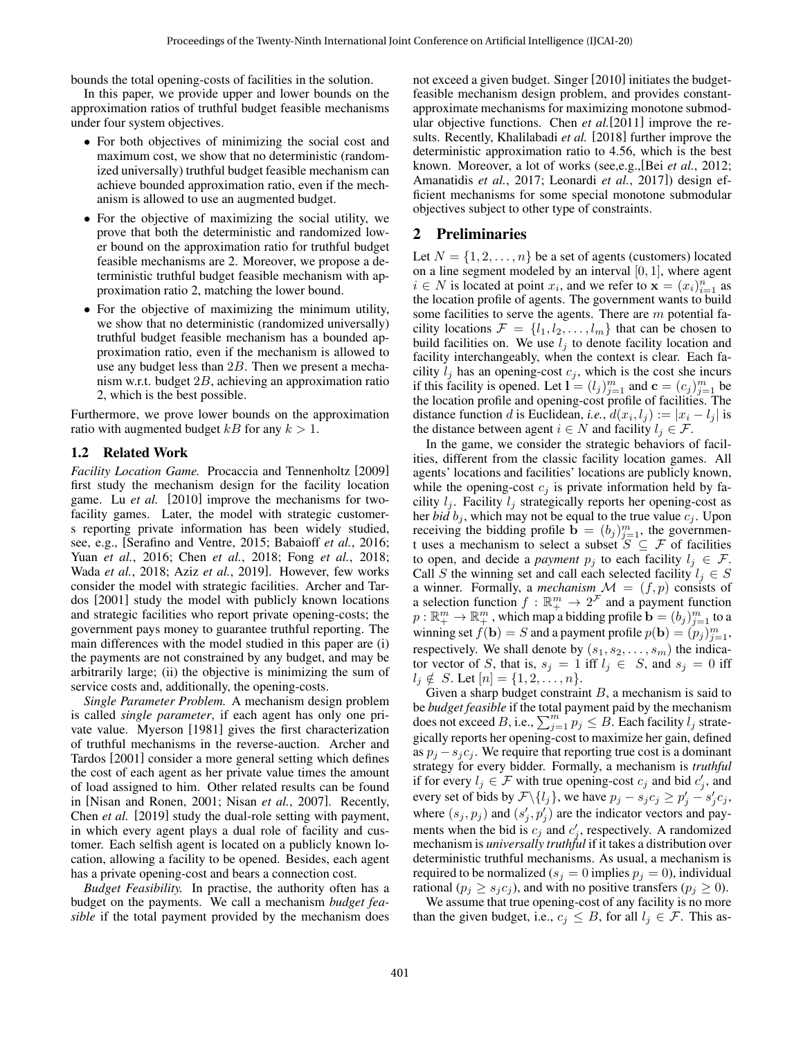bounds the total opening-costs of facilities in the solution.

In this paper, we provide upper and lower bounds on the approximation ratios of truthful budget feasible mechanisms under four system objectives.

- For both objectives of minimizing the social cost and maximum cost, we show that no deterministic (randomized universally) truthful budget feasible mechanism can achieve bounded approximation ratio, even if the mechanism is allowed to use an augmented budget.
- For the objective of maximizing the social utility, we prove that both the deterministic and randomized lower bound on the approximation ratio for truthful budget feasible mechanisms are 2. Moreover, we propose a deterministic truthful budget feasible mechanism with approximation ratio 2, matching the lower bound.
- For the objective of maximizing the minimum utility, we show that no deterministic (randomized universally) truthful budget feasible mechanism has a bounded approximation ratio, even if the mechanism is allowed to use any budget less than $2B$. Then we present a mechanism w.r.t. budget $2B$, achieving an approximation ratio 2, which is the best possible.

Furthermore, we prove lower bounds on the approximation ratio with augmented budget $kB$ for any $k > 1$.

### 1.2 Related Work

*Facility Location Game.* Procaccia and Tennenholtz [2009] first study the mechanism design for the facility location game. Lu *et al.* [2010] improve the mechanisms for two-facility games. Later, the model with strategic customers reporting private information has been widely studied, see, e.g., [Serafino and Ventre, 2015; Babaioff *et al.*, 2016; Yuan *et al.*, 2016; Chen *et al.*, 2018; Fong *et al.*, 2018; Wada *et al.*, 2018; Aziz *et al.*, 2019]. However, few works consider the model with strategic facilities. Archer and Tardos [2001] study the model with publicly known locations and strategic facilities who report private opening-costs; the government pays money to guarantee truthful reporting. The main differences with the model studied in this paper are (i) the payments are not constrained by any budget, and may be arbitrarily large; (ii) the objective is minimizing the sum of service costs and, additionally, the opening-costs.

*Single Parameter Problem.* A mechanism design problem is called *single parameter*, if each agent has only one private value. Myerson [1981] gives the first characterization of truthful mechanisms in the reverse-auction. Archer and Tardos [2001] consider a more general setting which defines the cost of each agent as her private value times the amount of load assigned to him. Other related results can be found in [Nisan and Ronen, 2001; Nisan *et al.*, 2007]. Recently, Chen *et al.* [2019] study the dual-role setting with payment, in which every agent plays a dual role of facility and customer. Each selfish agent is located on a publicly known location, allowing a facility to be opened. Besides, each agent has a private opening-cost and bears a connection cost.

*Budget Feasibility.* In practise, the authority often has a budget on the payments. We call a mechanism *budget feasible* if the total payment provided by the mechanism does not exceed a given budget. Singer [2010] initiates the budget-feasible mechanism design problem, and provides constant-approximate mechanisms for maximizing monotone submodular objective functions. Chen *et al.*[2011] improve the results. Recently, Khalilabadi *et al.* [2018] further improve the deterministic approximation ratio to 4.56, which is the best known. Moreover, a lot of works (see,e.g.,[Bei *et al.*, 2012; Amanatidis *et al.*, 2017; Leonardi *et al.*, 2017]) design efficient mechanisms for some special monotone submodular objectives subject to other type of constraints.

## 2 Preliminaries

Let $N = \{1, 2, \ldots, n\}$ be a set of agents (customers) located on a line segment modeled by an interval $[0, 1]$, where agent $i \in N$ is located at point $x_i$, and we refer to $\mathbf{x} = (x_i)_{i=1}^n$ as the location profile of agents. The government wants to build some facilities to serve the agents. There are $m$ potential facility locations $\mathcal{F} = \{l_1, l_2, \ldots, l_m\}$ that can be chosen to build facilities on. We use $l_j$ to denote facility location and facility interchangeably, when the context is clear. Each facility $l_j$ has an opening-cost $c_j$, which is the cost she incurs if this facility is opened. Let $\mathbf{l} = (l_j)_{j=1}^m$ and $\mathbf{c} = (c_j)_{j=1}^m$ be the location profile and opening-cost profile of facilities. The distance function $d$ is Euclidean, *i.e.*, $d(x_i, l_j) := |x_i - l_j|$ is the distance between agent $i \in N$ and facility $l_j \in \mathcal{F}$.

In the game, we consider the strategic behaviors of facilities, different from the classic facility location games. All agents' locations and facilities' locations are publicly known, while the opening-cost $c_j$ is private information held by facility $l_j$. Facility $l_j$ strategically reports her opening-cost as her *bid* $b_j$, which may not be equal to the true value $c_j$. Upon receiving the bidding profile $\mathbf{b} = (b_j)_{j=1}^m$, the government uses a mechanism to select a subset $S \subseteq \mathcal{F}$ of facilities to open, and decide a *payment* $p_j$ to each facility $l_j \in \mathcal{F}$. Call $S$ the winning set and call each selected facility $l_j \in S$ a winner. Formally, a *mechanism* $\mathcal{M} = (f, p)$ consists of a selection function $f : \mathbb{R}_+^m \to 2^{\mathcal{F}}$ and a payment function $p : \mathbb{R}_+^m \to \mathbb{R}_+^m$, which map a bidding profile $\mathbf{b} = (b_j)_{j=1}^m$ to a winning set $f(\mathbf{b}) = S$ and a payment profile $p(\mathbf{b}) = (p_j)_{j=1}^m$, respectively. We shall denote by $(s_1, s_2, \ldots, s_m)$ the indicator vector of $S$, that is, $s_j = 1$ iff $l_j \in S$, and $s_j = 0$ iff $l_j \notin S$. Let $[n] = \{1, 2, \ldots, n\}$.

Given a sharp budget constraint $B$, a mechanism is said to be *budget feasible* if the total payment paid by the mechanism does not exceed $B$, i.e., $\sum_{j=1}^m p_j \le B$. Each facility $l_j$ strategically reports her opening-cost to maximize her gain, defined as $p_j - s_j c_j$. We require that reporting true cost is a dominant strategy for every bidder. Formally, a mechanism is *truthful* if for every $l_j \in \mathcal{F}$ with true opening-cost $c_j$ and bid $c'_j$, and every set of bids by $\mathcal{F} \backslash \{l_j\}$, we have $p_j - s_j c_j \ge p'_j - s'_j c_j$, where $(s_j, p_j)$ and $(s'_j, p'_j)$ are the indicator vectors and payments when the bid is $c_j$ and $c'_j$, respectively. A randomized mechanism is *universally truthful* if it takes a distribution over deterministic truthful mechanisms. As usual, a mechanism is required to be normalized ($s_j = 0$ implies $p_j = 0$), individual rational ($p_j \ge s_j c_j$), and with no positive transfers ($p_j \ge 0$).

We assume that true opening-cost of any facility is no more than the given budget, i.e., $c_j \le B$, for all $l_j \in \mathcal{F}$. This as-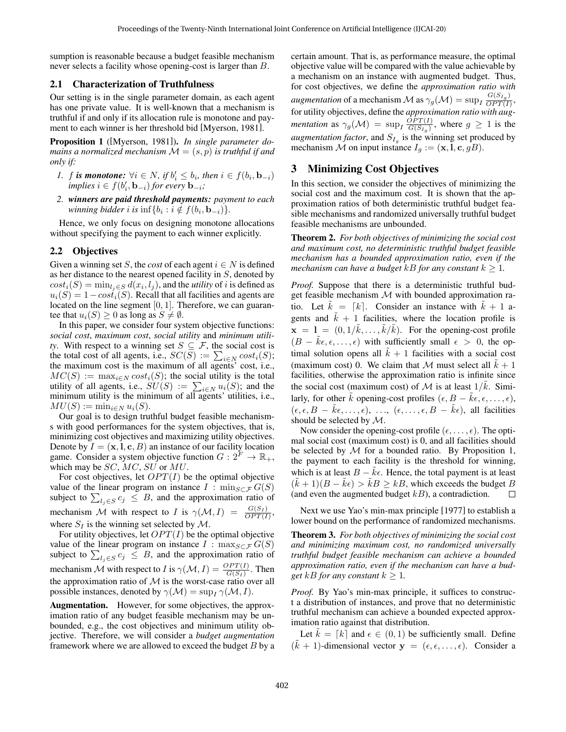sumption is reasonable because a budget feasible mechanism never selects a facility whose opening-cost is larger than $B$.

### 2.1 Characterization of Truthfulness

Our setting is in the single parameter domain, as each agent has one private value. It is well-known that a mechanism is truthful if and only if its allocation rule is monotone and payment to each winner is her threshold bid [Myerson, 1981].

**Proposition 1** ([Myerson, 1981]). *In single parameter domains a normalized mechanism $\mathcal{M} = (s, p)$ is truthful if and only if:*

1. *$f$ **is monotone:** $\forall i \in N$, if $b'_i \leq b_i$, then $i \in f(b_i, \mathbf{b}_{-i})$ implies $i \in f(b'_i, \mathbf{b}_{-i})$ for every $\mathbf{b}_{-i}$;*
2. ***winners are paid threshold payments:** payment to each winning bidder $i$ is $\inf\{b_i : i \notin f(b_i, \mathbf{b}_{-i})\}$.*

Hence, we only focus on designing monotone allocations without specifying the payment to each winner explicitly.

### 2.2 Objectives

Given a winning set $S$, the *cost* of each agent $i \in N$ is defined as her distance to the nearest opened facility in $S$, denoted by $cost_i(S) = \min_{l_j \in S} d(x_i, l_j)$, and the *utility* of $i$ is defined as $u_i(S) = 1 - cost_i(S)$. Recall that all facilities and agents are located on the line segment $[0, 1]$. Therefore, we can guarantee that $u_i(S) \geq 0$ as long as $S \neq \emptyset$.

In this paper, we consider four system objective functions: *social cost*, *maximum cost*, *social utility* and *minimum utility*. With respect to a winning set $S \subseteq \mathcal{F}$, the social cost is the total cost of all agents, i.e., $SC(S) := \sum_{i \in N} cost_i(S)$; the maximum cost is the maximum of all agents' cost, i.e., $MC(S) := \max_{i \in N} cost_i(S)$; the social utility is the total utility of all agents, i.e., $SU(S) := \sum_{i \in N} u_i(S)$; and the minimum utility is the minimum of all agents' utilities, i.e., $MU(S) := \min_{i \in N} u_i(S)$.

Our goal is to design truthful budget feasible mechanisms with good performances for the system objectives, that is, minimizing cost objectives and maximizing utility objectives. Denote by $I = (\mathbf{x}, \mathbf{l}, \mathbf{c}, B)$ an instance of our facility location game. Consider a system objective function $G : 2^F \rightarrow \mathbb{R}_+$, which may be $SC$, $MC$, $SU$ or $MU$.

For cost objectives, let $OPT(I)$ be the optimal objective value of the linear program on instance $I$ : $\min_{S \subset \mathcal{F}} G(S)$ subject to $\sum_{l_j \in S} c_j \leq B$, and the approximation ratio of mechanism $\mathcal{M}$ with respect to $I$ is $\gamma(\mathcal{M}, I) = \frac{G(S_I)}{OPT(I)}$, where $S_I$ is the winning set selected by $\mathcal{M}$.

For utility objectives, let $OPT(I)$ be the optimal objective value of the linear program on instance $I$ : $\max_{S \subset \mathcal{F}} G(S)$ subject to $\sum_{l_j \in S} c_j \leq B$, and the approximation ratio of mechanism $\mathcal{M}$ with respect to $I$ is $\gamma(\mathcal{M}, I) = \frac{OPT(I)}{G(S_I)}$. Then the approximation ratio of $\mathcal{M}$ is the worst-case ratio over all possible instances, denoted by $\gamma(\mathcal{M}) = \sup_I \gamma(\mathcal{M}, I)$.

**Augmentation.** However, for some objectives, the approximation ratio of any budget feasible mechanism may be unbounded, e.g., the cost objectives and minimum utility objective. Therefore, we will consider a *budget augmentation* framework where we are allowed to exceed the budget $B$ by a certain amount. That is, as performance measure, the optimal objective value will be compared with the value achievable by a mechanism on an instance with augmented budget. Thus, for cost objectives, we define the *approximation ratio with augmentation* of a mechanism $\mathcal{M}$ as $\gamma_g(\mathcal{M}) = \sup_I \frac{G(S_{I_g})}{OPT(I)}$, for utility objectives, define the *approximation ratio with augmentation* as $\gamma_g(\mathcal{M}) = \sup_I \frac{OPT(I)}{G(S_{I_g})}$, where $g \geq 1$ is the *augmentation factor*, and $S_{I_g}$ is the winning set produced by mechanism $\mathcal{M}$ on input instance $I_g := (\mathbf{x}, \mathbf{l}, \mathbf{c}, gB)$.

## 3 Minimizing Cost Objectives

In this section, we consider the objectives of minimizing the social cost and the maximum cost. It is shown that the approximation ratios of both deterministic truthful budget feasible mechanisms and randomized universally truthful budget feasible mechanisms are unbounded.

**Theorem 2.** *For both objectives of minimizing the social cost and maximum cost, no deterministic truthful budget feasible mechanism has a bounded approximation ratio, even if the mechanism can have a budget $kB$ for any constant $k \geq 1$.*

*Proof.* Suppose that there is a deterministic truthful budget feasible mechanism $\mathcal{M}$ with bounded approximation ratio. Let $\tilde{k} = \lceil k \rceil$. Consider an instance with $\tilde{k} + 1$ agents and $\tilde{k} + 1$ facilities, where the location profile is $\mathbf{x} = \mathbf{l} = (0, 1/\tilde{k}, \ldots, \tilde{k}/\tilde{k})$. For the opening-cost profile $(B - \tilde{k}\epsilon, \epsilon, \ldots, \epsilon)$ with sufficiently small $\epsilon > 0$, the optimal solution opens all $\tilde{k} + 1$ facilities with a social cost (maximum cost) 0. We claim that $\mathcal{M}$ must select all $\tilde{k} + 1$ facilities, otherwise the approximation ratio is infinite since the social cost (maximum cost) of $\mathcal{M}$ is at least $1/\tilde{k}$. Similarly, for other $\tilde{k}$ opening-cost profiles $(\epsilon, B - \tilde{k}\epsilon, \epsilon, \ldots, \epsilon)$, $(\epsilon, \epsilon, B - \tilde{k}\epsilon, \ldots, \epsilon)$, $\ldots$, $(\epsilon, \ldots, \epsilon, B - \tilde{k}\epsilon)$, all facilities should be selected by $\mathcal{M}$.

Now consider the opening-cost profile $(\epsilon, \ldots, \epsilon)$. The optimal social cost (maximum cost) is 0, and all facilities should be selected by $\mathcal{M}$ for a bounded ratio. By Proposition 1, the payment to each facility is the threshold for winning, which is at least $B - \tilde{k}\epsilon$. Hence, the total payment is at least $(\tilde{k} + 1)(B - \tilde{k}\epsilon) > \tilde{k}B \geq kB$, which exceeds the budget $B$ (and even the augmented budget $kB$), a contradiction. $\square$

Next we use Yao's min-max principle [1977] to establish a lower bound on the performance of randomized mechanisms.

**Theorem 3.** *For both objectives of minimizing the social cost and minimizing maximum cost, no randomized universally truthful budget feasible mechanism can achieve a bounded approximation ratio, even if the mechanism can have a budget $kB$ for any constant $k \geq 1$.*

*Proof.* By Yao's min-max principle, it suffices to construct a distribution of instances, and prove that no deterministic truthful mechanism can achieve a bounded expected approximation ratio against that distribution.

Let $\tilde{k} = \lceil k \rceil$ and $\epsilon \in (0, 1)$ be sufficiently small. Define $(\tilde{k} + 1)$-dimensional vector $\mathbf{y} = (\epsilon, \epsilon, \ldots, \epsilon)$. Consider a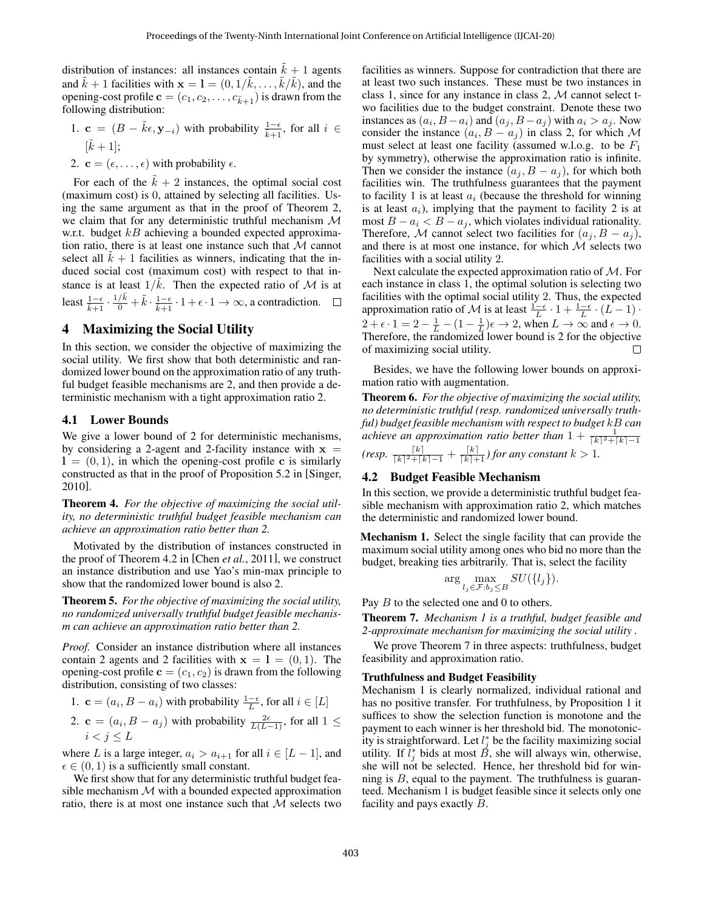distribution of instances: all instances contain $\tilde{k}+1$ agents and $\tilde{k}+1$ facilities with $\mathbf{x} = \mathbf{l} = (0, 1/\tilde{k}, \ldots, \tilde{k}/\tilde{k})$, and the opening-cost profile $\mathbf{c} = (c_1, c_2, \ldots, c_{\tilde{k}+1})$ is drawn from the following distribution:

1. $\mathbf{c} = (B - \tilde{k}\epsilon, \mathbf{y}_{-i})$ with probability $\frac{1-\epsilon}{k+1}$, for all $i \in [\tilde{k}+1]$;
2. $\mathbf{c} = (\epsilon, \ldots, \epsilon)$ with probability $\epsilon$.

For each of the $\tilde{k}+2$ instances, the optimal social cost (maximum cost) is 0, attained by selecting all facilities. Using the same argument as that in the proof of Theorem 2, we claim that for any deterministic truthful mechanism $\mathcal{M}$ w.r.t. budget $kB$ achieving a bounded expected approximation ratio, there is at least one instance such that $\mathcal{M}$ cannot select all $\tilde{k}+1$ facilities as winners, indicating that the induced social cost (maximum cost) with respect to that instance is at least $1/\tilde{k}$. Then the expected ratio of $\mathcal{M}$ is at least $\frac{1-\epsilon}{k+1} \cdot \frac{1/\tilde{k}}{0} + \tilde{k} \cdot \frac{1-\epsilon}{k+1} \cdot 1 + \epsilon \cdot 1 \to \infty$, a contradiction. □

## 4 Maximizing the Social Utility

In this section, we consider the objective of maximizing the social utility. We first show that both deterministic and randomized lower bound on the approximation ratio of any truthful budget feasible mechanisms are 2, and then provide a deterministic mechanism with a tight approximation ratio 2.

### 4.1 Lower Bounds

We give a lower bound of 2 for deterministic mechanisms, by considering a 2-agent and 2-facility instance with $\mathbf{x} = \mathbf{l} = (0, 1)$, in which the opening-cost profile $\mathbf{c}$ is similarly constructed as that in the proof of Proposition 5.2 in [Singer, 2010].

**Theorem 4.** *For the objective of maximizing the social utility, no deterministic truthful budget feasible mechanism can achieve an approximation ratio better than 2.*

Motivated by the distribution of instances constructed in the proof of Theorem 4.2 in [Chen *et al.*, 2011], we construct an instance distribution and use Yao's min-max principle to show that the randomized lower bound is also 2.

**Theorem 5.** *For the objective of maximizing the social utility, no randomized universally truthful budget feasible mechanism can achieve an approximation ratio better than 2.*

*Proof.* Consider an instance distribution where all instances contain 2 agents and 2 facilities with $\mathbf{x} = \mathbf{l} = (0, 1)$. The opening-cost profile $\mathbf{c} = (c_1, c_2)$ is drawn from the following distribution, consisting of two classes:

1. $\mathbf{c} = (a_i, B - a_i)$ with probability $\frac{1-\epsilon}{L}$, for all $i \in [L]$
2. $\mathbf{c} = (a_i, B - a_j)$ with probability $\frac{2\epsilon}{L(L-1)}$, for all $1 \le i < j \le L$

where $L$ is a large integer, $a_i > a_{i+1}$ for all $i \in [L-1]$, and $\epsilon \in (0, 1)$ is a sufficiently small constant.

We first show that for any deterministic truthful budget feasible mechanism $\mathcal{M}$ with a bounded expected approximation ratio, there is at most one instance such that $\mathcal{M}$ selects two facilities as winners. Suppose for contradiction that there are at least two such instances. These must be two instances in class 1, since for any instance in class 2, $\mathcal{M}$ cannot select two facilities due to the budget constraint. Denote these two instances as $(a_i, B-a_i)$ and $(a_j, B-a_j)$ with $a_i > a_j$. Now consider the instance $(a_i, B - a_j)$ in class 2, for which $\mathcal{M}$ must select at least one facility (assumed w.l.o.g. to be $F_1$ by symmetry), otherwise the approximation ratio is infinite. Then we consider the instance $(a_j, B - a_j)$, for which both facilities win. The truthfulness guarantees that the payment to facility 1 is at least $a_i$ (because the threshold for winning is at least $a_i$), implying that the payment to facility 2 is at most $B - a_i < B - a_j$, which violates individual rationality. Therefore, $\mathcal{M}$ cannot select two facilities for $(a_j, B - a_j)$, and there is at most one instance, for which $\mathcal{M}$ selects two facilities with a social utility 2.

Next calculate the expected approximation ratio of $\mathcal{M}$. For each instance in class 1, the optimal solution is selecting two facilities with the optimal social utility 2. Thus, the expected approximation ratio of $\mathcal{M}$ is at least $\frac{1-\epsilon}{L} \cdot 1 + \frac{1-\epsilon}{L} \cdot (L-1) \cdot 2 + \epsilon \cdot 1 = 2 - \frac{1}{L} - (1 - \frac{1}{L})\epsilon \to 2$, when $L \to \infty$ and $\epsilon \to 0$. Therefore, the randomized lower bound is 2 for the objective of maximizing social utility. □

Besides, we have the following lower bounds on approximation ratio with augmentation.

**Theorem 6.** *For the objective of maximizing the social utility, no deterministic truthful (resp. randomized universally truthful) budget feasible mechanism with respect to budget $kB$ can achieve an approximation ratio better than $1 + \frac{1}{\lceil k \rceil^2 + \lceil k \rceil - 1}$ (resp. $\frac{\lceil k \rceil}{\lceil k \rceil^2 + \lceil k \rceil - 1} + \frac{\lceil k \rceil}{\lceil k \rceil + 1}$) for any constant $k > 1$.*

### 4.2 Budget Feasible Mechanism

In this section, we provide a deterministic truthful budget feasible mechanism with approximation ratio 2, which matches the deterministic and randomized lower bound.

**Mechanism 1.** Select the single facility that can provide the maximum social utility among ones who bid no more than the budget, breaking ties arbitrarily. That is, select the facility

$$\arg \max_{l_j \in \mathcal{F}: b_j \le B} SU(\{l_j\}).$$

Pay $B$ to the selected one and 0 to others.

**Theorem 7.** *Mechanism 1 is a truthful, budget feasible and 2-approximate mechanism for maximizing the social utility .*

We prove Theorem 7 in three aspects: truthfulness, budget feasibility and approximation ratio.

#### Truthfulness and Budget Feasibility

Mechanism 1 is clearly normalized, individual rational and has no positive transfer. For truthfulness, by Proposition 1 it suffices to show the selection function is monotone and the payment to each winner is her threshold bid. The monotonicity is straightforward. Let $l_j^*$ be the facility maximizing social utility. If $l_j^*$ bids at most $B$, she will always win, otherwise, she will not be selected. Hence, her threshold bid for winning is $B$, equal to the payment. The truthfulness is guaranteed. Mechanism 1 is budget feasible since it selects only one facility and pays exactly $B$.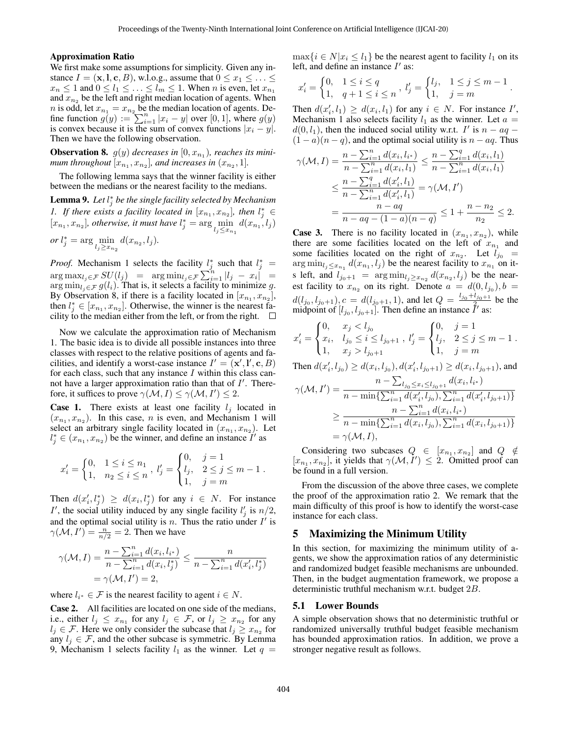**Approximation Ratio**

We first make some assumptions for simplicity. Given any instance $I = (\mathbf{x}, \mathbf{l}, \mathbf{c}, B)$, w.l.o.g., assume that $0 \le x_1 \le \ldots \le x_n \le 1$ and $0 \le l_1 \le \ldots \le l_m \le 1$. When $n$ is even, let $x_{n_1}$ and $x_{n_2}$ be the left and right median location of agents. When $n$ is odd, let $x_{n_1} = x_{n_2}$ be the median location of agents. Define function $g(y) := \sum_{i=1}^{n} |x_i - y|$ over $[0, 1]$, where $g(y)$ is convex because it is the sum of convex functions $|x_i - y|$. Then we have the following observation.

**Observation 8.** *$g(y)$ decreases in $[0, x_{n_1})$, reaches its minimum throughout $[x_{n_1}, x_{n_2}]$, and increases in $(x_{n_2}, 1]$.*

The following lemma says that the winner facility is either between the medians or the nearest facility to the medians.

**Lemma 9.** *Let $l_j^*$ be the single facility selected by Mechanism 1. If there exists a facility located in $[x_{n_1}, x_{n_2}]$, then $l_j^* \in [x_{n_1}, x_{n_2}]$, otherwise, it must have $l_j^* = \arg \min_{l_j \le x_{n_1}} d(x_{n_1}, l_j)$ or $l_j^* = \arg \min_{l_j \ge x_{n_2}} d(x_{n_2}, l_j)$.*

*Proof.* Mechanism 1 selects the facility $l_j^*$ such that $l_j^* = \arg\max_{l_j \in \mathcal{F}} SU(l_j) = \arg\min_{l_j \in \mathcal{F}} \sum_{i=1}^{n} |l_j - x_i| = \arg\min_{l_j \in \mathcal{F}} g(l_i)$. That is, it selects a facility to minimize $g$. By Observation 8, if there is a facility located in $[x_{n_1}, x_{n_2}]$, then $l_j^* \in [x_{n_1}, x_{n_2}]$. Otherwise, the winner is the nearest facility to the median either from the left, or from the right. $\square$

Now we calculate the approximation ratio of Mechanism 1. The basic idea is to divide all possible instances into three classes with respect to the relative positions of agents and facilities, and identify a worst-case instance $I' = (\mathbf{x}', \mathbf{l}', \mathbf{c}, B)$ for each class, such that any instance $I$ within this class cannot have a larger approximation ratio than that of $I'$. Therefore, it suffices to prove $\gamma(\mathcal{M}, I) \le \gamma(\mathcal{M}, I') \le 2$.

**Case 1.** There exists at least one facility $l_j$ located in $(x_{n_1}, x_{n_2})$. In this case, $n$ is even, and Mechanism 1 will select an arbitrary single facility located in $(x_{n_1}, x_{n_2})$. Let $l_j^* \in (x_{n_1}, x_{n_2})$ be the winner, and define an instance $I'$ as

$$x_i' = \begin{cases} 0, & 1 \le i \le n_1 \\ 1, & n_2 \le i \le n \end{cases}, \; l_j' = \begin{cases} 0, & j = 1 \\ l_j, & 2 \le j \le m-1 \\ 1, & j = m \end{cases}.$$

Then $d(x_i', l_j^*) \ge d(x_i, l_j^*)$ for any $i \in N$. For instance $I'$, the social utility induced by any single facility $l_j'$ is $n/2$, and the optimal social utility is $n$. Thus the ratio under $I'$ is $\gamma(\mathcal{M}, I') = \frac{n}{n/2} = 2$. Then we have

$$\begin{aligned}\gamma(\mathcal{M}, I) &= \frac{n - \sum_{i=1}^{n} d(x_i, l_{i^*})}{n - \sum_{i=1}^{n} d(x_i, l_j^*)} \le \frac{n}{n - \sum_{i=1}^{n} d(x_i', l_j^*)} \\ &= \gamma(\mathcal{M}, I') = 2,\end{aligned}$$

where $l_{i^*} \in \mathcal{F}$ is the nearest facility to agent $i \in N$.

**Case 2.** All facilities are located on one side of the medians, i.e., either $l_j \le x_{n_1}$ for any $l_j \in \mathcal{F}$, or $l_j \ge x_{n_2}$ for any $l_j \in \mathcal{F}$. Here we only consider the subcase that $l_j \ge x_{n_2}$ for any $l_j \in \mathcal{F}$, and the other subcase is symmetric. By Lemma 9, Mechanism 1 selects facility $l_1$ as the winner. Let $q = \max\{i \in N | x_i \le l_1\}$ be the nearest agent to facility $l_1$ on its left, and define an instance $I'$ as:

$$x_i' = \begin{cases} 0, & 1 \le i \le q \\ 1, & q+1 \le i \le n \end{cases}, \; l_j' = \begin{cases} l_j, & 1 \le j \le m-1 \\ 1, & j = m \end{cases}.$$

Then $d(x_i', l_1) \ge d(x_i, l_1)$ for any $i \in N$. For instance $I'$, Mechanism 1 also selects facility $l_1$ as the winner. Let $a = d(0, l_1)$, then the induced social utility w.r.t. $I'$ is $n - aq - (1-a)(n-q)$, and the optimal social utility is $n - aq$. Thus

$$\begin{aligned}\gamma(\mathcal{M}, I) &= \frac{n - \sum_{i=1}^{n} d(x_i, l_{i^*})}{n - \sum_{i=1}^{n} d(x_i, l_1)} \le \frac{n - \sum_{i=1}^{q} d(x_i, l_1)}{n - \sum_{i=1}^{n} d(x_i, l_1)} \\ &\le \frac{n - \sum_{i=1}^{q} d(x_i', l_1)}{n - \sum_{i=1}^{n} d(x_i', l_1)} = \gamma(\mathcal{M}, I') \\ &= \frac{n - aq}{n - aq - (1-a)(n-q)} \le 1 + \frac{n - n_2}{n_2} \le 2.\end{aligned}$$

**Case 3.** There is no facility located in $(x_{n_1}, x_{n_2})$, while there are some facilities located on the left of $x_{n_1}$ and some facilities located on the right of $x_{n_2}$. Let $l_{j_0} = \arg\min_{l_j \le x_{n_1}} d(x_{n_1}, l_j)$ be the nearest facility to $x_{n_1}$ on its left, and $l_{j_0+1} = \arg\min_{l_j \ge x_{n_2}} d(x_{n_2}, l_j)$ be the nearest facility to $x_{n_2}$ on its right. Denote $a = d(0, l_{j_0}), b = d(l_{j_0}, l_{j_0+1}), c = d(l_{j_0+1}, 1)$, and let $Q = \frac{l_{j_0} + l_{j_0+1}}{2}$ be the midpoint of $[l_{j_0}, l_{j_0+1}]$. Then define an instance $I'$ as:

$$x_i' = \begin{cases} 0, & x_j < l_{j_0} \\ x_i, & l_{j_0} \le i \le l_{j_0+1} \\ 1, & x_j > l_{j_0+1} \end{cases}, \; l_j' = \begin{cases} 0, & j = 1 \\ l_j, & 2 \le j \le m-1 \\ 1, & j = m \end{cases}.$$

Then $d(x_i', l_{j_0}) \ge d(x_i, l_{j_0}), d(x_i', l_{j_0+1}) \ge d(x_i, l_{j_0+1})$, and

$$\begin{aligned}\gamma(\mathcal{M}, I') &= \frac{n - \sum_{l_{j_0} \le x_i \le l_{j_0+1}} d(x_i, l_{i^*})}{n - \min\{\sum_{i=1}^{n} d(x_i', l_{j_0}), \sum_{i=1}^{n} d(x_i', l_{j_0+1})\}} \\ &\ge \frac{n - \sum_{i=1}^{n} d(x_i, l_{i^*})}{n - \min\{\sum_{i=1}^{n} d(x_i, l_{j_0}), \sum_{i=1}^{n} d(x_i, l_{j_0+1})\}} \\ &= \gamma(\mathcal{M}, I),\end{aligned}$$

Considering two subcases $Q \in [x_{n_1}, x_{n_2}]$ and $Q \notin [x_{n_1}, x_{n_2}]$, it yields that $\gamma(\mathcal{M}, I') \le 2$. Omitted proof can be found in a full version.

From the discussion of the above three cases, we complete the proof of the approximation ratio 2. We remark that the main difficulty of this proof is how to identify the worst-case instance for each class.

## 5 Maximizing the Minimum Utility

In this section, for maximizing the minimum utility of agents, we show the approximation ratios of any deterministic and randomized budget feasible mechanisms are unbounded. Then, in the budget augmentation framework, we propose a deterministic truthful mechanism w.r.t. budget $2B$.

### 5.1 Lower Bounds

A simple observation shows that no deterministic truthful or randomized universally truthful budget feasible mechanism has bounded approximation ratios. In addition, we prove a stronger negative result as follows.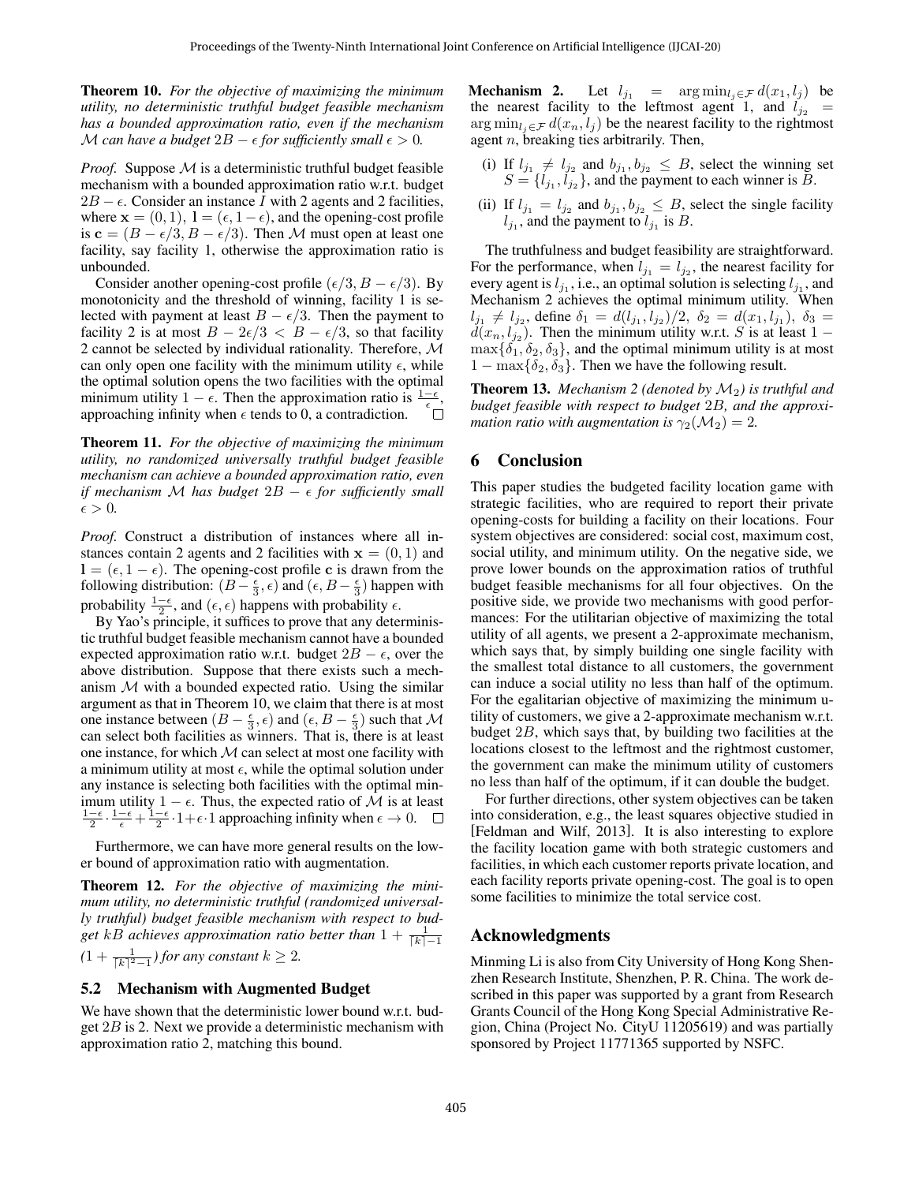**Theorem 10.** *For the objective of maximizing the minimum utility, no deterministic truthful budget feasible mechanism has a bounded approximation ratio, even if the mechanism $\mathcal{M}$ can have a budget $2B - \epsilon$ for sufficiently small $\epsilon > 0$.*

*Proof.* Suppose $\mathcal{M}$ is a deterministic truthful budget feasible mechanism with a bounded approximation ratio w.r.t. budget $2B - \epsilon$. Consider an instance $I$ with 2 agents and 2 facilities, where $\mathbf{x} = (0, 1)$, $\mathbf{l} = (\epsilon, 1 - \epsilon)$, and the opening-cost profile is $\mathbf{c} = (B - \epsilon/3, B - \epsilon/3)$. Then $\mathcal{M}$ must open at least one facility, say facility 1, otherwise the approximation ratio is unbounded.

Consider another opening-cost profile $(\epsilon/3, B - \epsilon/3)$. By monotonicity and the threshold of winning, facility 1 is selected with payment at least $B - \epsilon/3$. Then the payment to facility 2 is at most $B - 2\epsilon/3 < B - \epsilon/3$, so that facility 2 cannot be selected by individual rationality. Therefore, $\mathcal{M}$ can only open one facility with the minimum utility $\epsilon$, while the optimal solution opens the two facilities with the optimal minimum utility $1 - \epsilon$. Then the approximation ratio is $\frac{1-\epsilon}{\epsilon}$, approaching infinity when $\epsilon$ tends to 0, a contradiction. □

**Theorem 11.** *For the objective of maximizing the minimum utility, no randomized universally truthful budget feasible mechanism can achieve a bounded approximation ratio, even if mechanism $\mathcal{M}$ has budget $2B - \epsilon$ for sufficiently small $\epsilon > 0$.*

*Proof.* Construct a distribution of instances where all instances contain 2 agents and 2 facilities with $\mathbf{x} = (0, 1)$ and $\mathbf{l} = (\epsilon, 1 - \epsilon)$. The opening-cost profile $\mathbf{c}$ is drawn from the following distribution: $(B - \frac{\epsilon}{3}, \epsilon)$ and $(\epsilon, B - \frac{\epsilon}{3})$ happen with probability $\frac{1-\epsilon}{2}$, and $(\epsilon, \epsilon)$ happens with probability $\epsilon$.

By Yao's principle, it suffices to prove that any deterministic truthful budget feasible mechanism cannot have a bounded expected approximation ratio w.r.t. budget $2B - \epsilon$, over the above distribution. Suppose that there exists such a mechanism $\mathcal{M}$ with a bounded expected ratio. Using the similar argument as that in Theorem 10, we claim that there is at most one instance between $(B - \frac{\epsilon}{3}, \epsilon)$ and $(\epsilon, B - \frac{\epsilon}{3})$ such that $\mathcal{M}$ can select both facilities as winners. That is, there is at least one instance, for which $\mathcal{M}$ can select at most one facility with a minimum utility at most $\epsilon$, while the optimal solution under any instance is selecting both facilities with the optimal minimum utility $1 - \epsilon$. Thus, the expected ratio of $\mathcal{M}$ is at least $\frac{1-\epsilon}{2} \cdot \frac{1-\epsilon}{\epsilon} + \frac{1-\epsilon}{2} \cdot 1 + \epsilon \cdot 1$ approaching infinity when $\epsilon \to 0$. □

Furthermore, we can have more general results on the lower bound of approximation ratio with augmentation.

**Theorem 12.** *For the objective of maximizing the minimum utility, no deterministic truthful (randomized universally truthful) budget feasible mechanism with respect to budget $kB$ achieves approximation ratio better than $1 + \frac{1}{\lceil k \rceil - 1}$ ($1 + \frac{1}{\lceil k \rceil^2 - 1}$) for any constant $k \geq 2$.*

## 5.2 Mechanism with Augmented Budget

We have shown that the deterministic lower bound w.r.t. budget $2B$ is 2. Next we provide a deterministic mechanism with approximation ratio 2, matching this bound.

**Mechanism 2.** Let $l_{j_1} = \arg\min_{l_j \in \mathcal{F}} d(x_1, l_j)$ be the nearest facility to the leftmost agent 1, and $l_{j_2} = \arg\min_{l_j \in \mathcal{F}} d(x_n, l_j)$ be the nearest facility to the rightmost agent $n$, breaking ties arbitrarily. Then,

(i) If $l_{j_1} \neq l_{j_2}$ and $b_{j_1}, b_{j_2} \leq B$, select the winning set $S = \{l_{j_1}, l_{j_2}\}$, and the payment to each winner is $B$.

(ii) If $l_{j_1} = l_{j_2}$ and $b_{j_1}, b_{j_2} \leq B$, select the single facility $l_{j_1}$, and the payment to $l_{j_1}$ is $B$.

The truthfulness and budget feasibility are straightforward. For the performance, when $l_{j_1} = l_{j_2}$, the nearest facility for every agent is $l_{j_1}$, i.e., an optimal solution is selecting $l_{j_1}$, and Mechanism 2 achieves the optimal minimum utility. When $l_{j_1} \neq l_{j_2}$, define $\delta_1 = d(l_{j_1}, l_{j_2})/2$, $\delta_2 = d(x_1, l_{j_1})$, $\delta_3 = d(x_n, l_{j_2})$. Then the minimum utility w.r.t. $S$ is at least $1 - \max\{\delta_1, \delta_2, \delta_3\}$, and the optimal minimum utility is at most $1 - \max\{\delta_2, \delta_3\}$. Then we have the following result.

**Theorem 13.** *Mechanism 2 (denoted by $\mathcal{M}_2$) is truthful and budget feasible with respect to budget $2B$, and the approximation ratio with augmentation is $\gamma_2(\mathcal{M}_2) = 2$.*

# 6 Conclusion

This paper studies the budgeted facility location game with strategic facilities, who are required to report their private opening-costs for building a facility on their locations. Four system objectives are considered: social cost, maximum cost, social utility, and minimum utility. On the negative side, we prove lower bounds on the approximation ratios of truthful budget feasible mechanisms for all four objectives. On the positive side, we provide two mechanisms with good performances: For the utilitarian objective of maximizing the total utility of all agents, we present a 2-approximate mechanism, which says that, by simply building one single facility with the smallest total distance to all customers, the government can induce a social utility no less than half of the optimum. For the egalitarian objective of maximizing the minimum utility of customers, we give a 2-approximate mechanism w.r.t. budget $2B$, which says that, by building two facilities at the locations closest to the leftmost and the rightmost customer, the government can make the minimum utility of customers no less than half of the optimum, if it can double the budget.

For further directions, other system objectives can be taken into consideration, e.g., the least squares objective studied in [Feldman and Wilf, 2013]. It is also interesting to explore the facility location game with both strategic customers and facilities, in which each customer reports private location, and each facility reports private opening-cost. The goal is to open some facilities to minimize the total service cost.

## Acknowledgments

Minming Li is also from City University of Hong Kong Shenzhen Research Institute, Shenzhen, P. R. China. The work described in this paper was supported by a grant from Research Grants Council of the Hong Kong Special Administrative Region, China (Project No. CityU 11205619) and was partially sponsored by Project 11771365 supported by NSFC.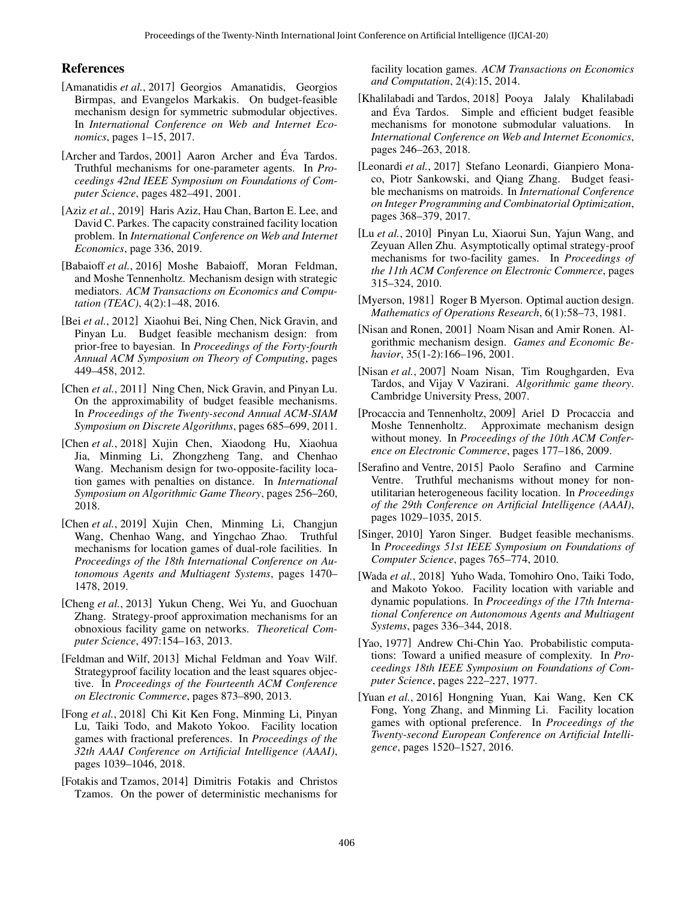## References

[Amanatidis *et al.*, 2017] Georgios Amanatidis, Georgios Birmpas, and Evangelos Markakis. On budget-feasible mechanism design for symmetric submodular objectives. In *International Conference on Web and Internet Economics*, pages 1–15, 2017.

[Archer and Tardos, 2001] Aaron Archer and Éva Tardos. Truthful mechanisms for one-parameter agents. In *Proceedings 42nd IEEE Symposium on Foundations of Computer Science*, pages 482–491, 2001.

[Aziz *et al.*, 2019] Haris Aziz, Hau Chan, Barton E. Lee, and David C. Parkes. The capacity constrained facility location problem. In *International Conference on Web and Internet Economics*, page 336, 2019.

[Babaioff *et al.*, 2016] Moshe Babaioff, Moran Feldman, and Moshe Tennenholtz. Mechanism design with strategic mediators. *ACM Transactions on Economics and Computation (TEAC)*, 4(2):1–48, 2016.

[Bei *et al.*, 2012] Xiaohui Bei, Ning Chen, Nick Gravin, and Pinyan Lu. Budget feasible mechanism design: from prior-free to bayesian. In *Proceedings of the Forty-fourth Annual ACM Symposium on Theory of Computing*, pages 449–458, 2012.

[Chen *et al.*, 2011] Ning Chen, Nick Gravin, and Pinyan Lu. On the approximability of budget feasible mechanisms. In *Proceedings of the Twenty-second Annual ACM-SIAM Symposium on Discrete Algorithms*, pages 685–699, 2011.

[Chen *et al.*, 2018] Xujin Chen, Xiaodong Hu, Xiaohua Jia, Minming Li, Zhongzheng Tang, and Chenhao Wang. Mechanism design for two-opposite-facility location games with penalties on distance. In *International Symposium on Algorithmic Game Theory*, pages 256–260, 2018.

[Chen *et al.*, 2019] Xujin Chen, Minming Li, Changjun Wang, Chenhao Wang, and Yingchao Zhao. Truthful mechanisms for location games of dual-role facilities. In *Proceedings of the 18th International Conference on Autonomous Agents and Multiagent Systems*, pages 1470–1478, 2019.

[Cheng *et al.*, 2013] Yukun Cheng, Wei Yu, and Guochuan Zhang. Strategy-proof approximation mechanisms for an obnoxious facility game on networks. *Theoretical Computer Science*, 497:154–163, 2013.

[Feldman and Wilf, 2013] Michal Feldman and Yoav Wilf. Strategyproof facility location and the least squares objective. In *Proceedings of the Fourteenth ACM Conference on Electronic Commerce*, pages 873–890, 2013.

[Fong *et al.*, 2018] Chi Kit Ken Fong, Minming Li, Pinyan Lu, Taiki Todo, and Makoto Yokoo. Facility location games with fractional preferences. In *Proceedings of the 32th AAAI Conference on Artificial Intelligence (AAAI)*, pages 1039–1046, 2018.

[Fotakis and Tzamos, 2014] Dimitris Fotakis and Christos Tzamos. On the power of deterministic mechanisms for facility location games. *ACM Transactions on Economics and Computation*, 2(4):15, 2014.

[Khalilabadi and Tardos, 2018] Pooya Jalaly Khalilabadi and Éva Tardos. Simple and efficient budget feasible mechanisms for monotone submodular valuations. In *International Conference on Web and Internet Economics*, pages 246–263, 2018.

[Leonardi *et al.*, 2017] Stefano Leonardi, Gianpiero Monaco, Piotr Sankowski, and Qiang Zhang. Budget feasible mechanisms on matroids. In *International Conference on Integer Programming and Combinatorial Optimization*, pages 368–379, 2017.

[Lu *et al.*, 2010] Pinyan Lu, Xiaorui Sun, Yajun Wang, and Zeyuan Allen Zhu. Asymptotically optimal strategy-proof mechanisms for two-facility games. In *Proceedings of the 11th ACM Conference on Electronic Commerce*, pages 315–324, 2010.

[Myerson, 1981] Roger B Myerson. Optimal auction design. *Mathematics of Operations Research*, 6(1):58–73, 1981.

[Nisan and Ronen, 2001] Noam Nisan and Amir Ronen. Algorithmic mechanism design. *Games and Economic Behavior*, 35(1-2):166–196, 2001.

[Nisan *et al.*, 2007] Noam Nisan, Tim Roughgarden, Eva Tardos, and Vijay V Vazirani. *Algorithmic game theory*. Cambridge University Press, 2007.

[Procaccia and Tennenholtz, 2009] Ariel D Procaccia and Moshe Tennenholtz. Approximate mechanism design without money. In *Proceedings of the 10th ACM Conference on Electronic Commerce*, pages 177–186, 2009.

[Serafino and Ventre, 2015] Paolo Serafino and Carmine Ventre. Truthful mechanisms without money for non-utilitarian heterogeneous facility location. In *Proceedings of the 29th Conference on Artificial Intelligence (AAAI)*, pages 1029–1035, 2015.

[Singer, 2010] Yaron Singer. Budget feasible mechanisms. In *Proceedings 51st IEEE Symposium on Foundations of Computer Science*, pages 765–774, 2010.

[Wada *et al.*, 2018] Yuho Wada, Tomohiro Ono, Taiki Todo, and Makoto Yokoo. Facility location with variable and dynamic populations. In *Proceedings of the 17th International Conference on Autonomous Agents and Multiagent Systems*, pages 336–344, 2018.

[Yao, 1977] Andrew Chi-Chin Yao. Probabilistic computations: Toward a unified measure of complexity. In *Proceedings 18th IEEE Symposium on Foundations of Computer Science*, pages 222–227, 1977.

[Yuan *et al.*, 2016] Hongning Yuan, Kai Wang, Ken CK Fong, Yong Zhang, and Minming Li. Facility location games with optional preference. In *Proceedings of the Twenty-second European Conference on Artificial Intelligence*, pages 1520–1527, 2016.